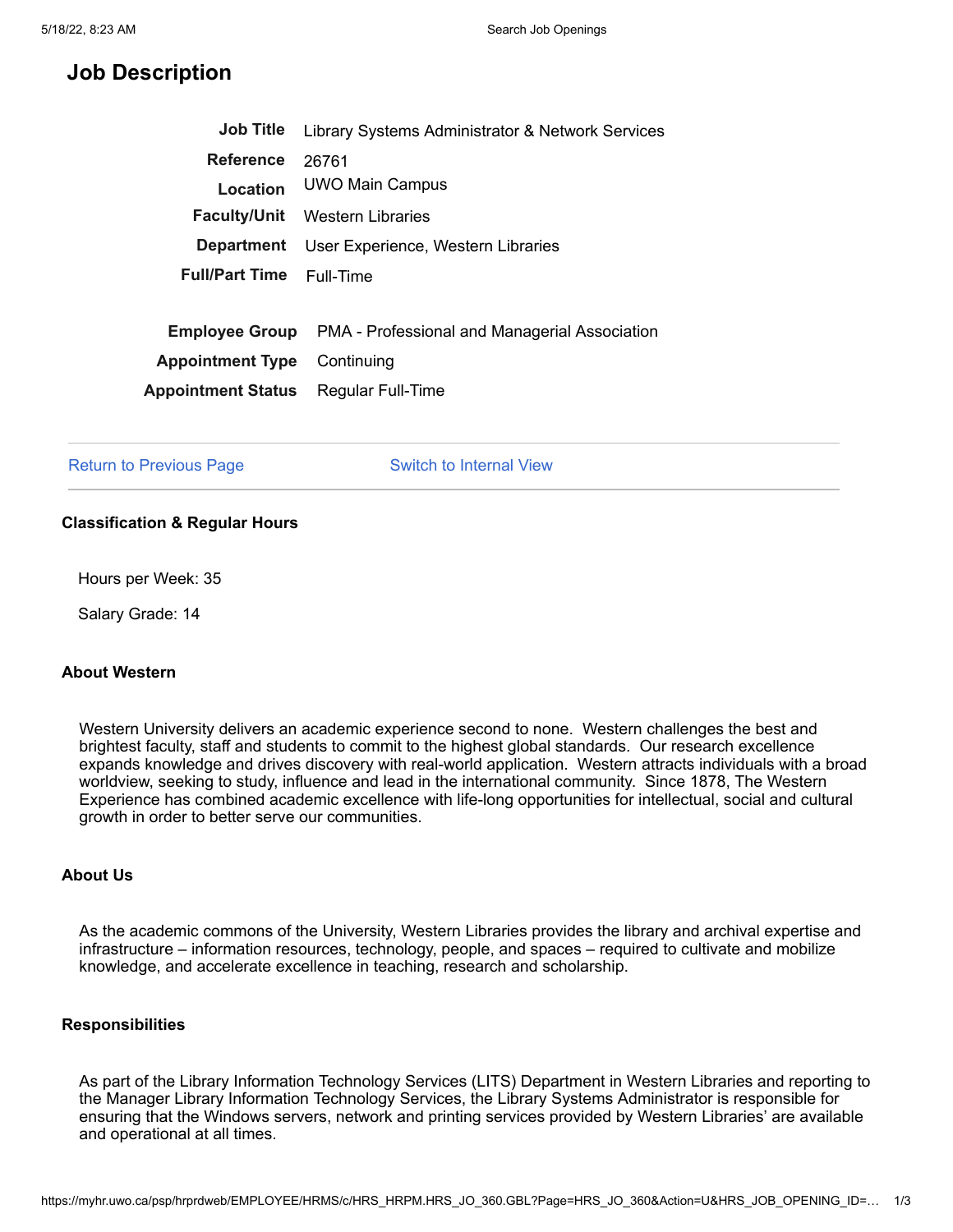# Job Description

| | |
|---|---|
| **Job Title** | Library Systems Administrator & Network Services |
| **Reference** | 26761 |
| **Location** | UWO Main Campus |
| **Faculty/Unit** | Western Libraries |
| **Department** | User Experience, Western Libraries |
| **Full/Part Time** | Full-Time |

| | |
|---|---|
| **Employee Group** | PMA - Professional and Managerial Association |
| **Appointment Type** | Continuing |
| **Appointment Status** | Regular Full-Time |

Return to Previous Page    Switch to Internal View

### Classification & Regular Hours

Hours per Week: 35

Salary Grade: 14

### About Western

Western University delivers an academic experience second to none. Western challenges the best and brightest faculty, staff and students to commit to the highest global standards. Our research excellence expands knowledge and drives discovery with real-world application. Western attracts individuals with a broad worldview, seeking to study, influence and lead in the international community. Since 1878, The Western Experience has combined academic excellence with life-long opportunities for intellectual, social and cultural growth in order to better serve our communities.

### About Us

As the academic commons of the University, Western Libraries provides the library and archival expertise and infrastructure – information resources, technology, people, and spaces – required to cultivate and mobilize knowledge, and accelerate excellence in teaching, research and scholarship.

### Responsibilities

As part of the Library Information Technology Services (LITS) Department in Western Libraries and reporting to the Manager Library Information Technology Services, the Library Systems Administrator is responsible for ensuring that the Windows servers, network and printing services provided by Western Libraries' are available and operational at all times.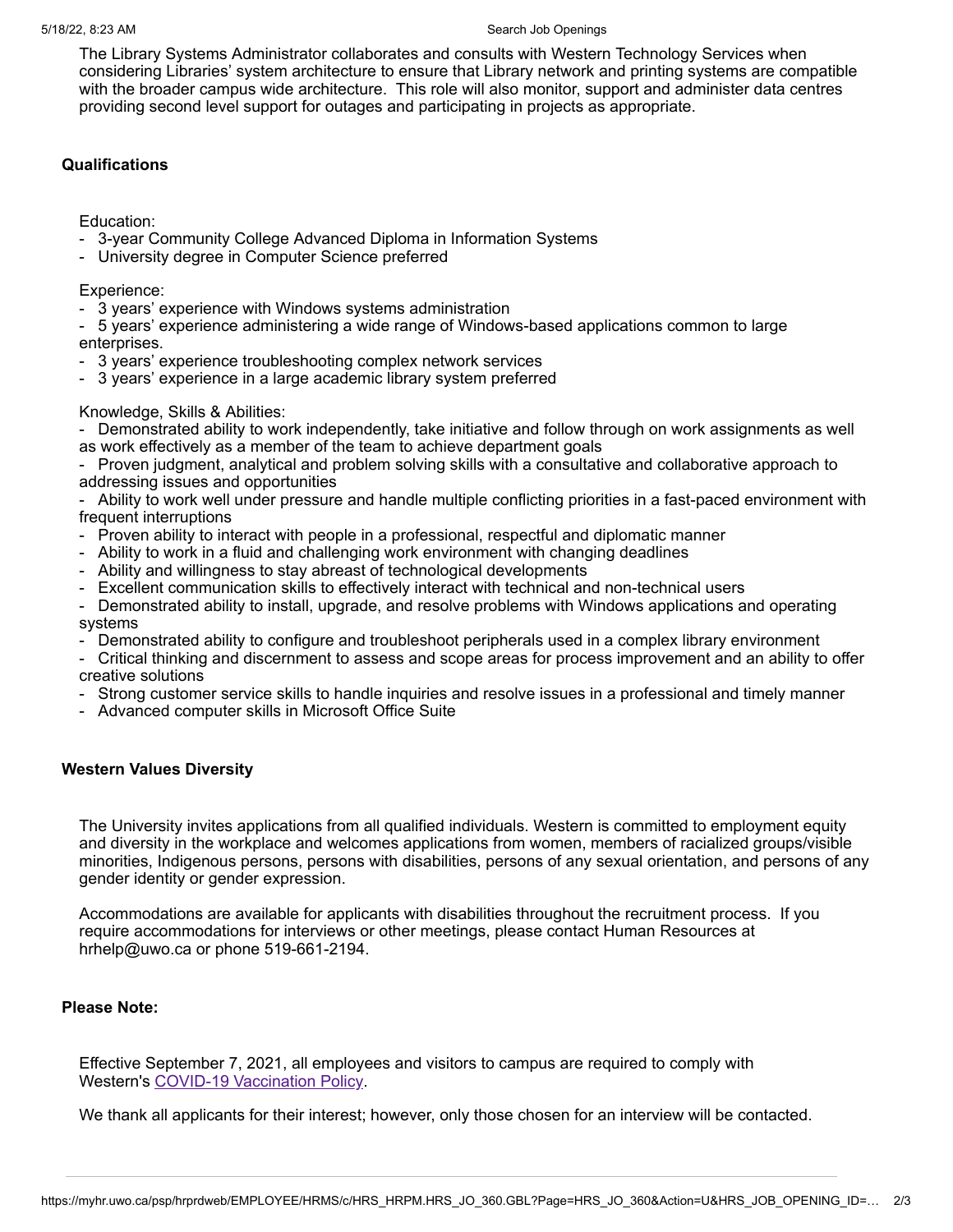The Library Systems Administrator collaborates and consults with Western Technology Services when considering Libraries' system architecture to ensure that Library network and printing systems are compatible with the broader campus wide architecture. This role will also monitor, support and administer data centres providing second level support for outages and participating in projects as appropriate.

**Qualifications**

Education:

- 3-year Community College Advanced Diploma in Information Systems
- University degree in Computer Science preferred

Experience:

- 3 years' experience with Windows systems administration
- 5 years' experience administering a wide range of Windows-based applications common to large enterprises.
- 3 years' experience troubleshooting complex network services
- 3 years' experience in a large academic library system preferred

Knowledge, Skills & Abilities:

- Demonstrated ability to work independently, take initiative and follow through on work assignments as well as work effectively as a member of the team to achieve department goals
- Proven judgment, analytical and problem solving skills with a consultative and collaborative approach to addressing issues and opportunities
- Ability to work well under pressure and handle multiple conflicting priorities in a fast-paced environment with frequent interruptions
- Proven ability to interact with people in a professional, respectful and diplomatic manner
- Ability to work in a fluid and challenging work environment with changing deadlines
- Ability and willingness to stay abreast of technological developments
- Excellent communication skills to effectively interact with technical and non-technical users
- Demonstrated ability to install, upgrade, and resolve problems with Windows applications and operating systems
- Demonstrated ability to configure and troubleshoot peripherals used in a complex library environment
- Critical thinking and discernment to assess and scope areas for process improvement and an ability to offer creative solutions
- Strong customer service skills to handle inquiries and resolve issues in a professional and timely manner
- Advanced computer skills in Microsoft Office Suite

**Western Values Diversity**

The University invites applications from all qualified individuals. Western is committed to employment equity and diversity in the workplace and welcomes applications from women, members of racialized groups/visible minorities, Indigenous persons, persons with disabilities, persons of any sexual orientation, and persons of any gender identity or gender expression.

Accommodations are available for applicants with disabilities throughout the recruitment process. If you require accommodations for interviews or other meetings, please contact Human Resources at hrhelp@uwo.ca or phone 519-661-2194.

**Please Note:**

Effective September 7, 2021, all employees and visitors to campus are required to comply with Western's COVID-19 Vaccination Policy.

We thank all applicants for their interest; however, only those chosen for an interview will be contacted.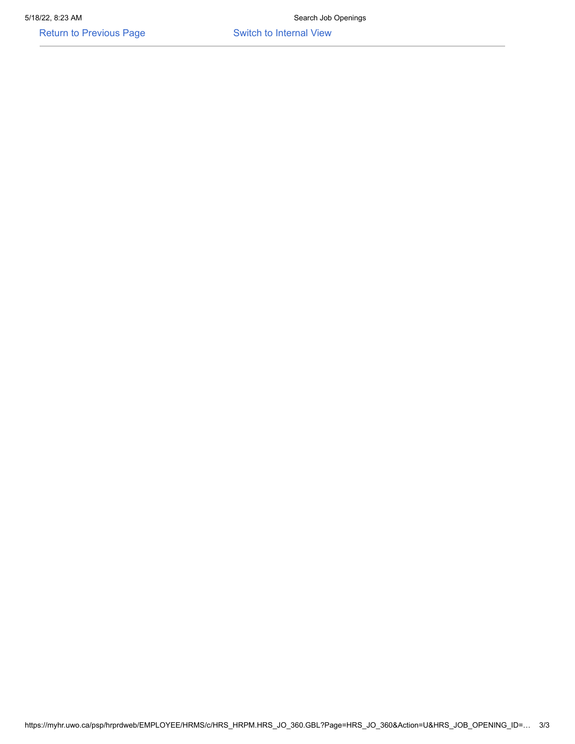Return to Previous Page Switch to Internal View